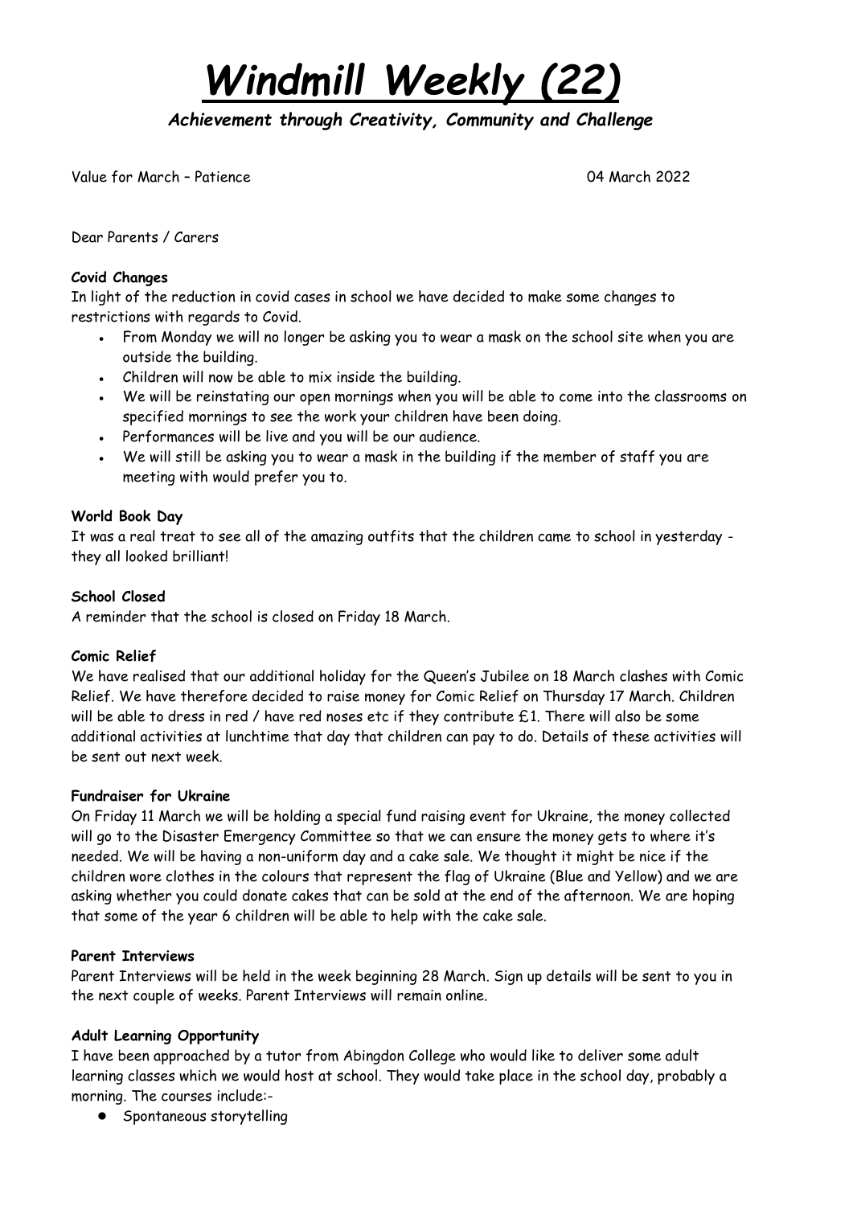# *Windmill Weekly (22)*

***Achievement through Creativity, Community and Challenge***

Value for March – Patience 04 March 2022

Dear Parents / Carers

**Covid Changes**

In light of the reduction in covid cases in school we have decided to make some changes to restrictions with regards to Covid.

- From Monday we will no longer be asking you to wear a mask on the school site when you are outside the building.
- Children will now be able to mix inside the building.
- We will be reinstating our open mornings when you will be able to come into the classrooms on specified mornings to see the work your children have been doing.
- Performances will be live and you will be our audience.
- We will still be asking you to wear a mask in the building if the member of staff you are meeting with would prefer you to.

**World Book Day**

It was a real treat to see all of the amazing outfits that the children came to school in yesterday - they all looked brilliant!

**School Closed**

A reminder that the school is closed on Friday 18 March.

**Comic Relief**

We have realised that our additional holiday for the Queen's Jubilee on 18 March clashes with Comic Relief. We have therefore decided to raise money for Comic Relief on Thursday 17 March. Children will be able to dress in red / have red noses etc if they contribute £1. There will also be some additional activities at lunchtime that day that children can pay to do. Details of these activities will be sent out next week.

**Fundraiser for Ukraine**

On Friday 11 March we will be holding a special fund raising event for Ukraine, the money collected will go to the Disaster Emergency Committee so that we can ensure the money gets to where it's needed. We will be having a non-uniform day and a cake sale. We thought it might be nice if the children wore clothes in the colours that represent the flag of Ukraine (Blue and Yellow) and we are asking whether you could donate cakes that can be sold at the end of the afternoon. We are hoping that some of the year 6 children will be able to help with the cake sale.

**Parent Interviews**

Parent Interviews will be held in the week beginning 28 March. Sign up details will be sent to you in the next couple of weeks. Parent Interviews will remain online.

**Adult Learning Opportunity**

I have been approached by a tutor from Abingdon College who would like to deliver some adult learning classes which we would host at school. They would take place in the school day, probably a morning. The courses include:-

- Spontaneous storytelling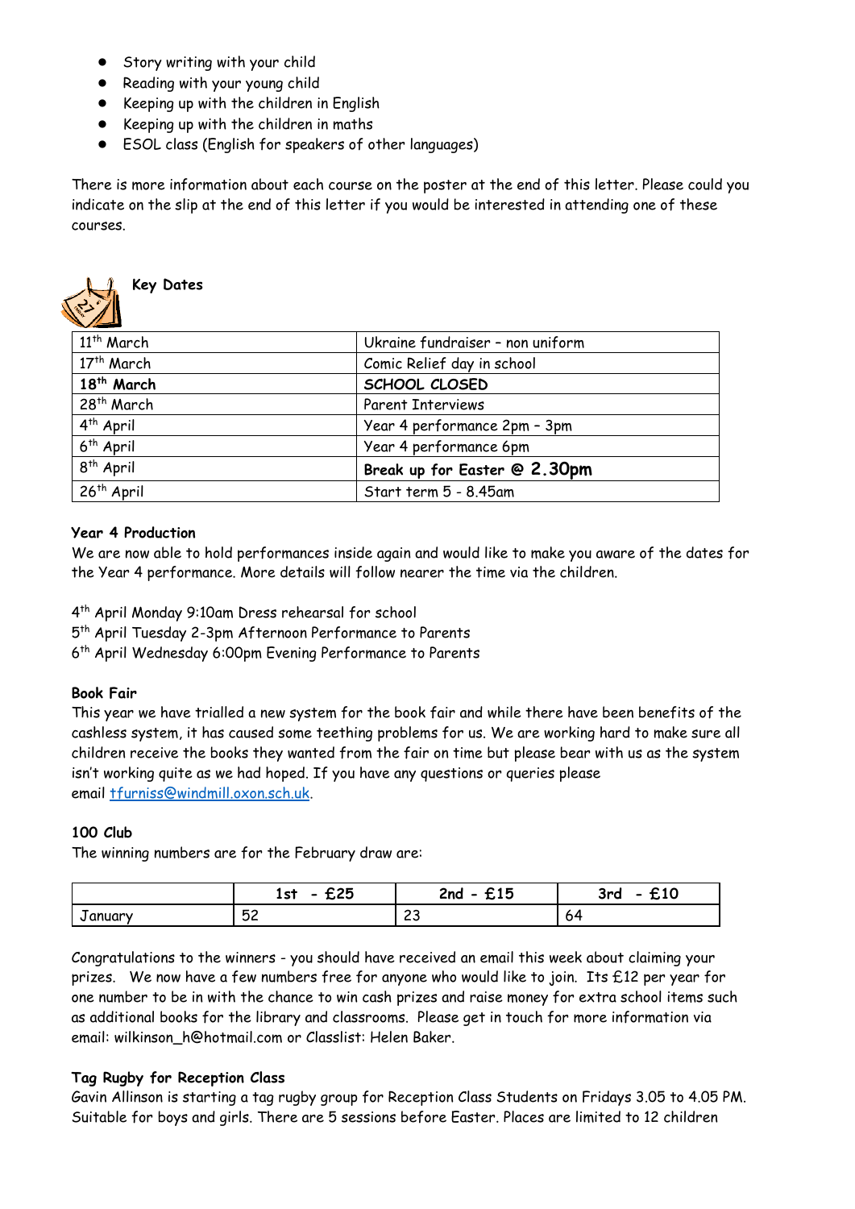- Story writing with your child
- Reading with your young child
- Keeping up with the children in English
- Keeping up with the children in maths
- ESOL class (English for speakers of other languages)

There is more information about each course on the poster at the end of this letter. Please could you indicate on the slip at the end of this letter if you would be interested in attending one of these courses.

**Key Dates**

| | |
|---|---|
| 11th March | Ukraine fundraiser – non uniform |
| 17th March | Comic Relief day in school |
| **18th March** | **SCHOOL CLOSED** |
| 28th March | Parent Interviews |
| 4th April | Year 4 performance 2pm – 3pm |
| 6th April | Year 4 performance 6pm |
| 8th April | **Break up for Easter @ 2.30pm** |
| 26th April | Start term 5 - 8.45am |

**Year 4 Production**

We are now able to hold performances inside again and would like to make you aware of the dates for the Year 4 performance. More details will follow nearer the time via the children.

4th April Monday 9:10am Dress rehearsal for school
5th April Tuesday 2-3pm Afternoon Performance to Parents
6th April Wednesday 6:00pm Evening Performance to Parents

**Book Fair**

This year we have trialled a new system for the book fair and while there have been benefits of the cashless system, it has caused some teething problems for us. We are working hard to make sure all children receive the books they wanted from the fair on time but please bear with us as the system isn't working quite as we had hoped. If you have any questions or queries please email tfurniss@windmill.oxon.sch.uk.

**100 Club**

The winning numbers are for the February draw are:

| | 1st - £25 | 2nd - £15 | 3rd - £10 |
|---|---|---|---|
| January | 52 | 23 | 64 |

Congratulations to the winners - you should have received an email this week about claiming your prizes. We now have a few numbers free for anyone who would like to join. Its £12 per year for one number to be in with the chance to win cash prizes and raise money for extra school items such as additional books for the library and classrooms. Please get in touch for more information via email: wilkinson_h@hotmail.com or Classlist: Helen Baker.

**Tag Rugby for Reception Class**

Gavin Allinson is starting a tag rugby group for Reception Class Students on Fridays 3.05 to 4.05 PM. Suitable for boys and girls. There are 5 sessions before Easter. Places are limited to 12 children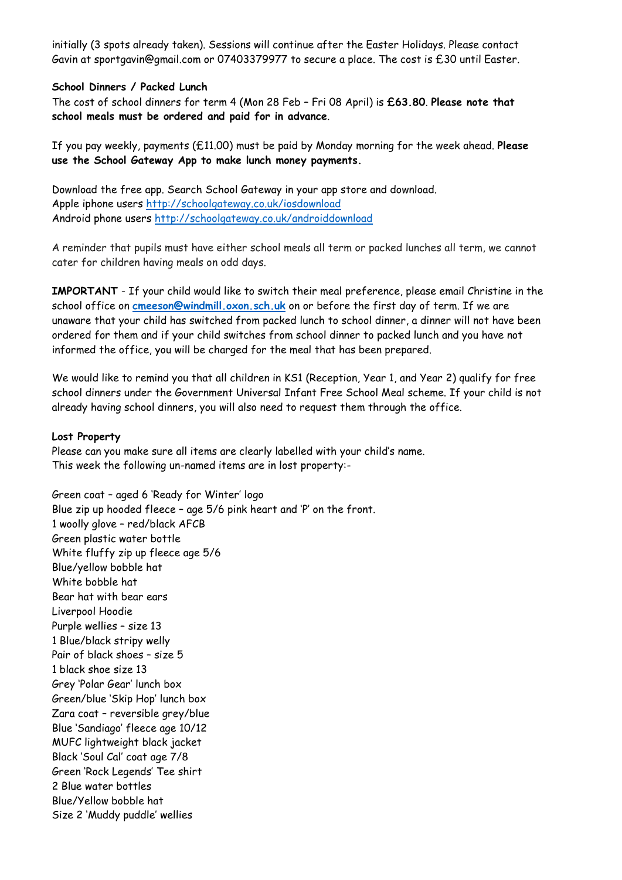initially (3 spots already taken). Sessions will continue after the Easter Holidays. Please contact Gavin at sportgavin@gmail.com or 07403379977 to secure a place. The cost is £30 until Easter.

**School Dinners / Packed Lunch**

The cost of school dinners for term 4 (Mon 28 Feb – Fri 08 April) is **£63.80**. **Please note that school meals must be ordered and paid for in advance**.

If you pay weekly, payments (£11.00) must be paid by Monday morning for the week ahead. **Please use the School Gateway App to make lunch money payments.**

Download the free app. Search School Gateway in your app store and download.
Apple iphone users http://schoolgateway.co.uk/iosdownload
Android phone users http://schoolgateway.co.uk/androiddownload

A reminder that pupils must have either school meals all term or packed lunches all term, we cannot cater for children having meals on odd days.

**IMPORTANT** - If your child would like to switch their meal preference, please email Christine in the school office on **cmeeson@windmill.oxon.sch.uk** on or before the first day of term. If we are unaware that your child has switched from packed lunch to school dinner, a dinner will not have been ordered for them and if your child switches from school dinner to packed lunch and you have not informed the office, you will be charged for the meal that has been prepared.

We would like to remind you that all children in KS1 (Reception, Year 1, and Year 2) qualify for free school dinners under the Government Universal Infant Free School Meal scheme. If your child is not already having school dinners, you will also need to request them through the office.

**Lost Property**

Please can you make sure all items are clearly labelled with your child's name.
This week the following un-named items are in lost property:-

Green coat – aged 6 'Ready for Winter' logo
Blue zip up hooded fleece – age 5/6 pink heart and 'P' on the front.
1 woolly glove – red/black AFCB
Green plastic water bottle
White fluffy zip up fleece age 5/6
Blue/yellow bobble hat
White bobble hat
Bear hat with bear ears
Liverpool Hoodie
Purple wellies – size 13
1 Blue/black stripy welly
Pair of black shoes – size 5
1 black shoe size 13
Grey 'Polar Gear' lunch box
Green/blue 'Skip Hop' lunch box
Zara coat – reversible grey/blue
Blue 'Sandiago' fleece age 10/12
MUFC lightweight black jacket
Black 'Soul Cal' coat age 7/8
Green 'Rock Legends' Tee shirt
2 Blue water bottles
Blue/Yellow bobble hat
Size 2 'Muddy puddle' wellies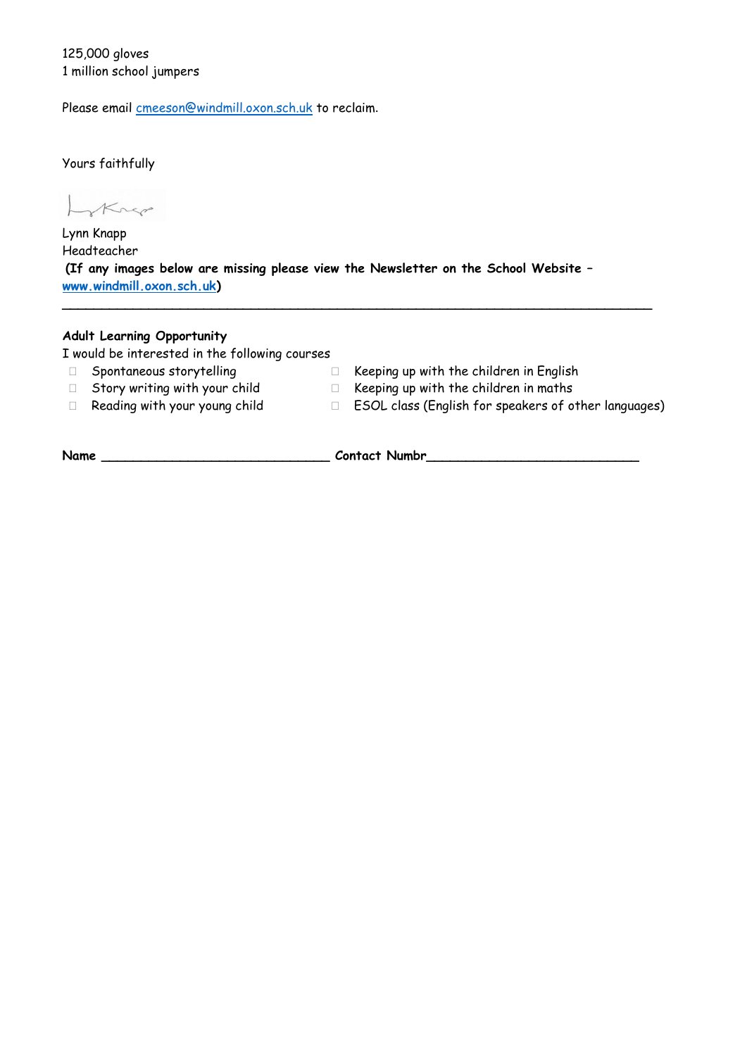125,000 gloves
1 million school jumpers

Please email cmeeson@windmill.oxon.sch.uk to reclaim.

Yours faithfully

Lynn Knapp
Headteacher

**(If any images below are missing please view the Newsletter on the School Website – www.windmill.oxon.sch.uk)**

---

**Adult Learning Opportunity**

I would be interested in the following courses

- ☐ Spontaneous storytelling
- ☐ Story writing with your child
- ☐ Reading with your young child
- ☐ Keeping up with the children in English
- ☐ Keeping up with the children in maths
- ☐ ESOL class (English for speakers of other languages)

**Name** ______________________________ **Contact Numbr**___________________________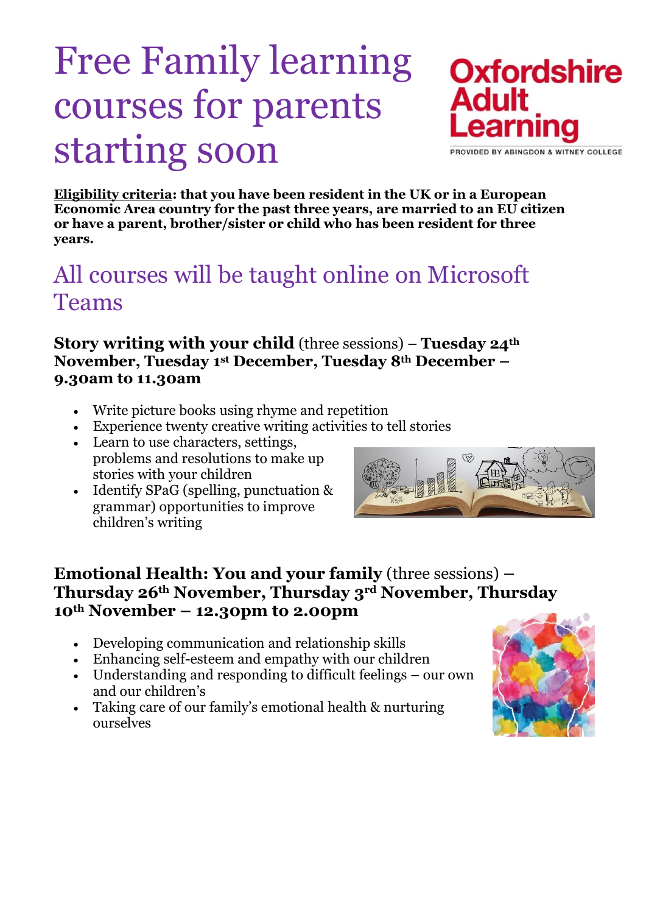# Free Family learning courses for parents starting soon

Oxfordshire Adult Learning

PROVIDED BY ABINGDON & WITNEY COLLEGE

**Eligibility criteria: that you have been resident in the UK or in a European Economic Area country for the past three years, are married to an EU citizen or have a parent, brother/sister or child who has been resident for three years.**

## All courses will be taught online on Microsoft Teams

### **Story writing with your child** (three sessions) – **Tuesday 24th November, Tuesday 1st December, Tuesday 8th December – 9.30am to 11.30am**

- Write picture books using rhyme and repetition
- Experience twenty creative writing activities to tell stories
- Learn to use characters, settings, problems and resolutions to make up stories with your children
- Identify SPaG (spelling, punctuation & grammar) opportunities to improve children's writing

### **Emotional Health: You and your family** (three sessions) **– Thursday 26th November, Thursday 3rd November, Thursday 10th November – 12.30pm to 2.00pm**

- Developing communication and relationship skills
- Enhancing self-esteem and empathy with our children
- Understanding and responding to difficult feelings – our own and our children's
- Taking care of our family's emotional health & nurturing ourselves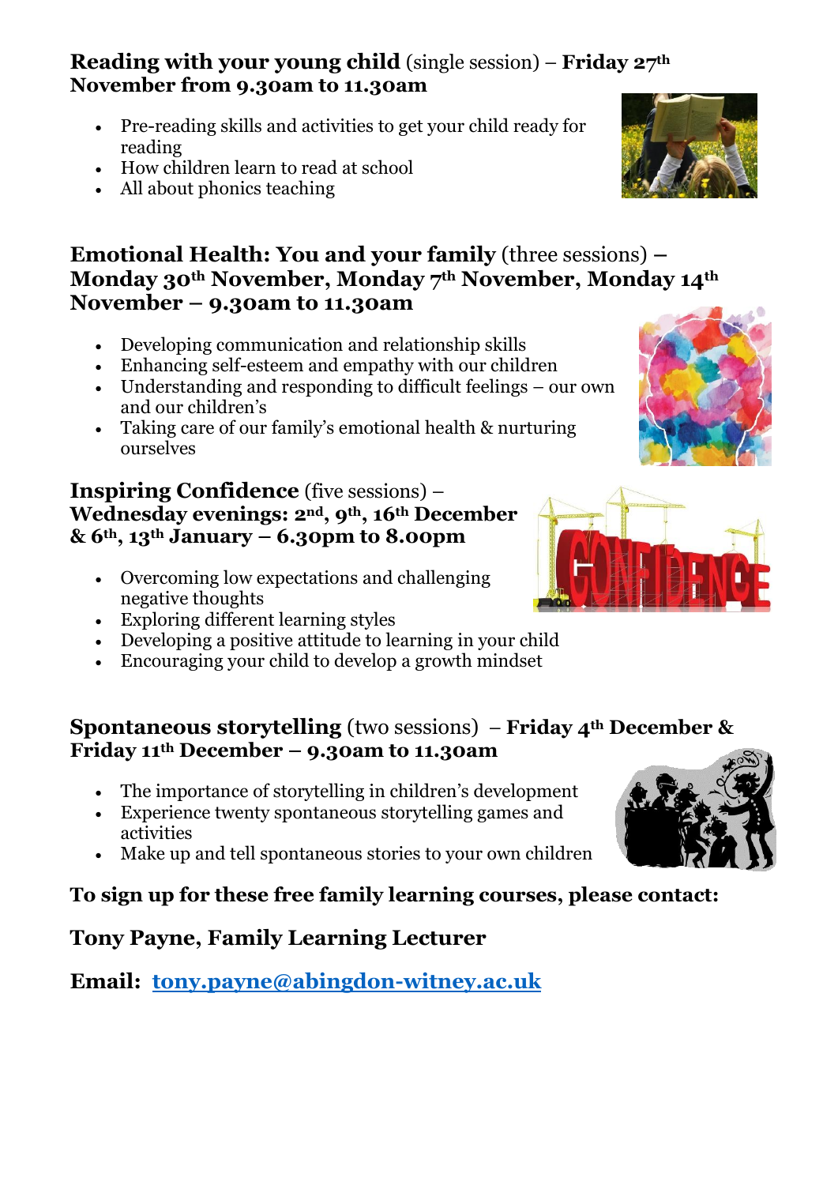**Reading with your young child** (single session) – **Friday 27th November from 9.30am to 11.30am**

- Pre-reading skills and activities to get your child ready for reading
- How children learn to read at school
- All about phonics teaching

**Emotional Health: You and your family** (three sessions) – **Monday 30th November, Monday 7th November, Monday 14th November – 9.30am to 11.30am**

- Developing communication and relationship skills
- Enhancing self-esteem and empathy with our children
- Understanding and responding to difficult feelings – our own and our children's
- Taking care of our family's emotional health & nurturing ourselves

**Inspiring Confidence** (five sessions) – **Wednesday evenings: 2nd, 9th, 16th December & 6th, 13th January – 6.30pm to 8.00pm**

- Overcoming low expectations and challenging negative thoughts
- Exploring different learning styles
- Developing a positive attitude to learning in your child
- Encouraging your child to develop a growth mindset

**Spontaneous storytelling** (two sessions) – **Friday 4th December & Friday 11th December – 9.30am to 11.30am**

- The importance of storytelling in children's development
- Experience twenty spontaneous storytelling games and activities
- Make up and tell spontaneous stories to your own children

**To sign up for these free family learning courses, please contact:**

**Tony Payne, Family Learning Lecturer**

**Email: tony.payne@abingdon-witney.ac.uk**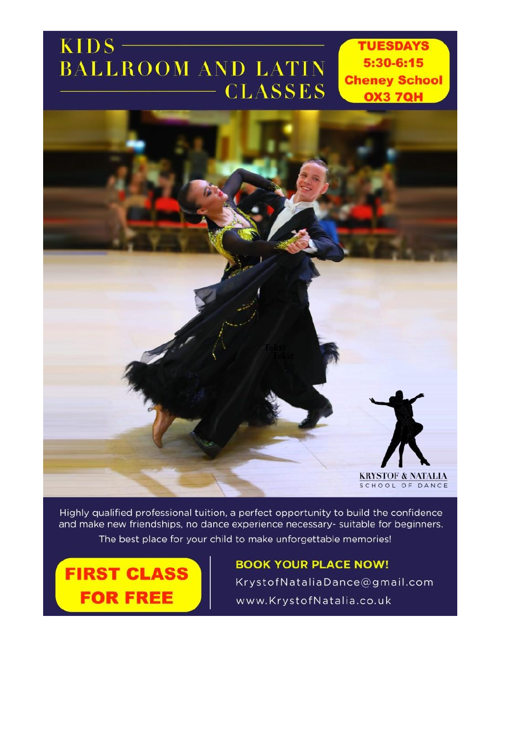# KIDS BALLROOM AND LATIN CLASSES

**TUESDAYS**
**5:30-6:15**
**Cheney School**
**OX3 7QH**

KRYSTOF & NATALIA
SCHOOL OF DANCE

Highly qualified professional tuition, a perfect opportunity to build the confidence and make new friendships, no dance experience necessary- suitable for beginners.

The best place for your child to make unforgettable memories!

**FIRST CLASS FOR FREE**

**BOOK YOUR PLACE NOW!**

KrystofNataliaDance@gmail.com

www.KrystofNatalia.co.uk